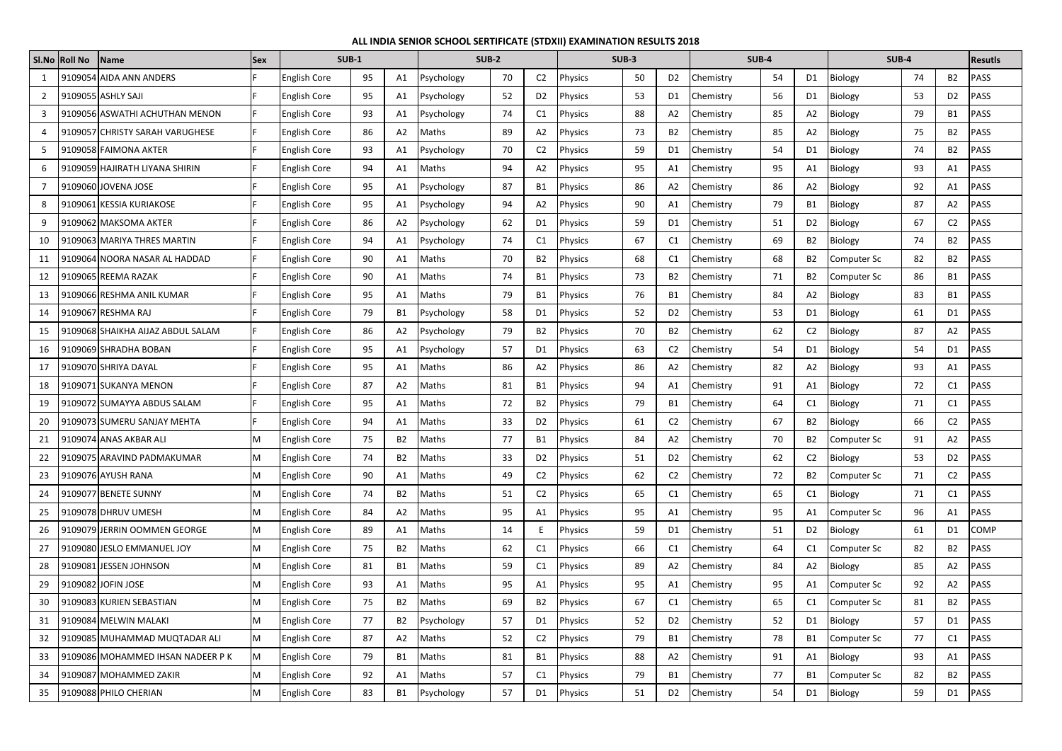**ALL INDIA SENIOR SCHOOL SERTIFICATE (STDXII) EXAMINATION RESULTS 2018**

| Sl.No | Roll No | Name | Sex | SUB-1 | | | SUB-2 | | | SUB-3 | | | SUB-4 | | | SUB-4 | | | Resutls |
|---|---|---|---|---|---|---|---|---|---|---|---|---|---|---|---|---|---|---|---|
| 1 | 9109054 | AIDA ANN ANDERS | F | English Core | 95 | A1 | Psychology | 70 | C2 | Physics | 50 | D2 | Chemistry | 54 | D1 | Biology | 74 | B2 | PASS |
| 2 | 9109055 | ASHLY SAJI | F | English Core | 95 | A1 | Psychology | 52 | D2 | Physics | 53 | D1 | Chemistry | 56 | D1 | Biology | 53 | D2 | PASS |
| 3 | 9109056 | ASWATHI ACHUTHAN MENON | F | English Core | 93 | A1 | Psychology | 74 | C1 | Physics | 88 | A2 | Chemistry | 85 | A2 | Biology | 79 | B1 | PASS |
| 4 | 9109057 | CHRISTY SARAH VARUGHESE | F | English Core | 86 | A2 | Maths | 89 | A2 | Physics | 73 | B2 | Chemistry | 85 | A2 | Biology | 75 | B2 | PASS |
| 5 | 9109058 | FAIMONA AKTER | F | English Core | 93 | A1 | Psychology | 70 | C2 | Physics | 59 | D1 | Chemistry | 54 | D1 | Biology | 74 | B2 | PASS |
| 6 | 9109059 | HAJIRATH LIYANA SHIRIN | F | English Core | 94 | A1 | Maths | 94 | A2 | Physics | 95 | A1 | Chemistry | 95 | A1 | Biology | 93 | A1 | PASS |
| 7 | 9109060 | JOVENA JOSE | F | English Core | 95 | A1 | Psychology | 87 | B1 | Physics | 86 | A2 | Chemistry | 86 | A2 | Biology | 92 | A1 | PASS |
| 8 | 9109061 | KESSIA KURIAKOSE | F | English Core | 95 | A1 | Psychology | 94 | A2 | Physics | 90 | A1 | Chemistry | 79 | B1 | Biology | 87 | A2 | PASS |
| 9 | 9109062 | MAKSOMA AKTER | F | English Core | 86 | A2 | Psychology | 62 | D1 | Physics | 59 | D1 | Chemistry | 51 | D2 | Biology | 67 | C2 | PASS |
| 10 | 9109063 | MARIYA THRES MARTIN | F | English Core | 94 | A1 | Psychology | 74 | C1 | Physics | 67 | C1 | Chemistry | 69 | B2 | Biology | 74 | B2 | PASS |
| 11 | 9109064 | NOORA NASAR AL HADDAD | F | English Core | 90 | A1 | Maths | 70 | B2 | Physics | 68 | C1 | Chemistry | 68 | B2 | Computer Sc | 82 | B2 | PASS |
| 12 | 9109065 | REEMA RAZAK | F | English Core | 90 | A1 | Maths | 74 | B1 | Physics | 73 | B2 | Chemistry | 71 | B2 | Computer Sc | 86 | B1 | PASS |
| 13 | 9109066 | RESHMA ANIL KUMAR | F | English Core | 95 | A1 | Maths | 79 | B1 | Physics | 76 | B1 | Chemistry | 84 | A2 | Biology | 83 | B1 | PASS |
| 14 | 9109067 | RESHMA RAJ | F | English Core | 79 | B1 | Psychology | 58 | D1 | Physics | 52 | D2 | Chemistry | 53 | D1 | Biology | 61 | D1 | PASS |
| 15 | 9109068 | SHAIKHA AIJAZ ABDUL SALAM | F | English Core | 86 | A2 | Psychology | 79 | B2 | Physics | 70 | B2 | Chemistry | 62 | C2 | Biology | 87 | A2 | PASS |
| 16 | 9109069 | SHRADHA BOBAN | F | English Core | 95 | A1 | Psychology | 57 | D1 | Physics | 63 | C2 | Chemistry | 54 | D1 | Biology | 54 | D1 | PASS |
| 17 | 9109070 | SHRIYA DAYAL | F | English Core | 95 | A1 | Maths | 86 | A2 | Physics | 86 | A2 | Chemistry | 82 | A2 | Biology | 93 | A1 | PASS |
| 18 | 9109071 | SUKANYA MENON | F | English Core | 87 | A2 | Maths | 81 | B1 | Physics | 94 | A1 | Chemistry | 91 | A1 | Biology | 72 | C1 | PASS |
| 19 | 9109072 | SUMAYYA ABDUS SALAM | F | English Core | 95 | A1 | Maths | 72 | B2 | Physics | 79 | B1 | Chemistry | 64 | C1 | Biology | 71 | C1 | PASS |
| 20 | 9109073 | SUMERU SANJAY MEHTA | F | English Core | 94 | A1 | Maths | 33 | D2 | Physics | 61 | C2 | Chemistry | 67 | B2 | Biology | 66 | C2 | PASS |
| 21 | 9109074 | ANAS AKBAR ALI | M | English Core | 75 | B2 | Maths | 77 | B1 | Physics | 84 | A2 | Chemistry | 70 | B2 | Computer Sc | 91 | A2 | PASS |
| 22 | 9109075 | ARAVIND PADMAKUMAR | M | English Core | 74 | B2 | Maths | 33 | D2 | Physics | 51 | D2 | Chemistry | 62 | C2 | Biology | 53 | D2 | PASS |
| 23 | 9109076 | AYUSH RANA | M | English Core | 90 | A1 | Maths | 49 | C2 | Physics | 62 | C2 | Chemistry | 72 | B2 | Computer Sc | 71 | C2 | PASS |
| 24 | 9109077 | BENETE SUNNY | M | English Core | 74 | B2 | Maths | 51 | C2 | Physics | 65 | C1 | Chemistry | 65 | C1 | Biology | 71 | C1 | PASS |
| 25 | 9109078 | DHRUV UMESH | M | English Core | 84 | A2 | Maths | 95 | A1 | Physics | 95 | A1 | Chemistry | 95 | A1 | Computer Sc | 96 | A1 | PASS |
| 26 | 9109079 | JERRIN OOMMEN GEORGE | M | English Core | 89 | A1 | Maths | 14 | E | Physics | 59 | D1 | Chemistry | 51 | D2 | Biology | 61 | D1 | COMP |
| 27 | 9109080 | JESLO EMMANUEL JOY | M | English Core | 75 | B2 | Maths | 62 | C1 | Physics | 66 | C1 | Chemistry | 64 | C1 | Computer Sc | 82 | B2 | PASS |
| 28 | 9109081 | JESSEN JOHNSON | M | English Core | 81 | B1 | Maths | 59 | C1 | Physics | 89 | A2 | Chemistry | 84 | A2 | Biology | 85 | A2 | PASS |
| 29 | 9109082 | JOFIN JOSE | M | English Core | 93 | A1 | Maths | 95 | A1 | Physics | 95 | A1 | Chemistry | 95 | A1 | Computer Sc | 92 | A2 | PASS |
| 30 | 9109083 | KURIEN SEBASTIAN | M | English Core | 75 | B2 | Maths | 69 | B2 | Physics | 67 | C1 | Chemistry | 65 | C1 | Computer Sc | 81 | B2 | PASS |
| 31 | 9109084 | MELWIN MALAKI | M | English Core | 77 | B2 | Psychology | 57 | D1 | Physics | 52 | D2 | Chemistry | 52 | D1 | Biology | 57 | D1 | PASS |
| 32 | 9109085 | MUHAMMAD MUQTADAR ALI | M | English Core | 87 | A2 | Maths | 52 | C2 | Physics | 79 | B1 | Chemistry | 78 | B1 | Computer Sc | 77 | C1 | PASS |
| 33 | 9109086 | MOHAMMED IHSAN NADEER P K | M | English Core | 79 | B1 | Maths | 81 | B1 | Physics | 88 | A2 | Chemistry | 91 | A1 | Biology | 93 | A1 | PASS |
| 34 | 9109087 | MOHAMMED ZAKIR | M | English Core | 92 | A1 | Maths | 57 | C1 | Physics | 79 | B1 | Chemistry | 77 | B1 | Computer Sc | 82 | B2 | PASS |
| 35 | 9109088 | PHILO CHERIAN | M | English Core | 83 | B1 | Psychology | 57 | D1 | Physics | 51 | D2 | Chemistry | 54 | D1 | Biology | 59 | D1 | PASS |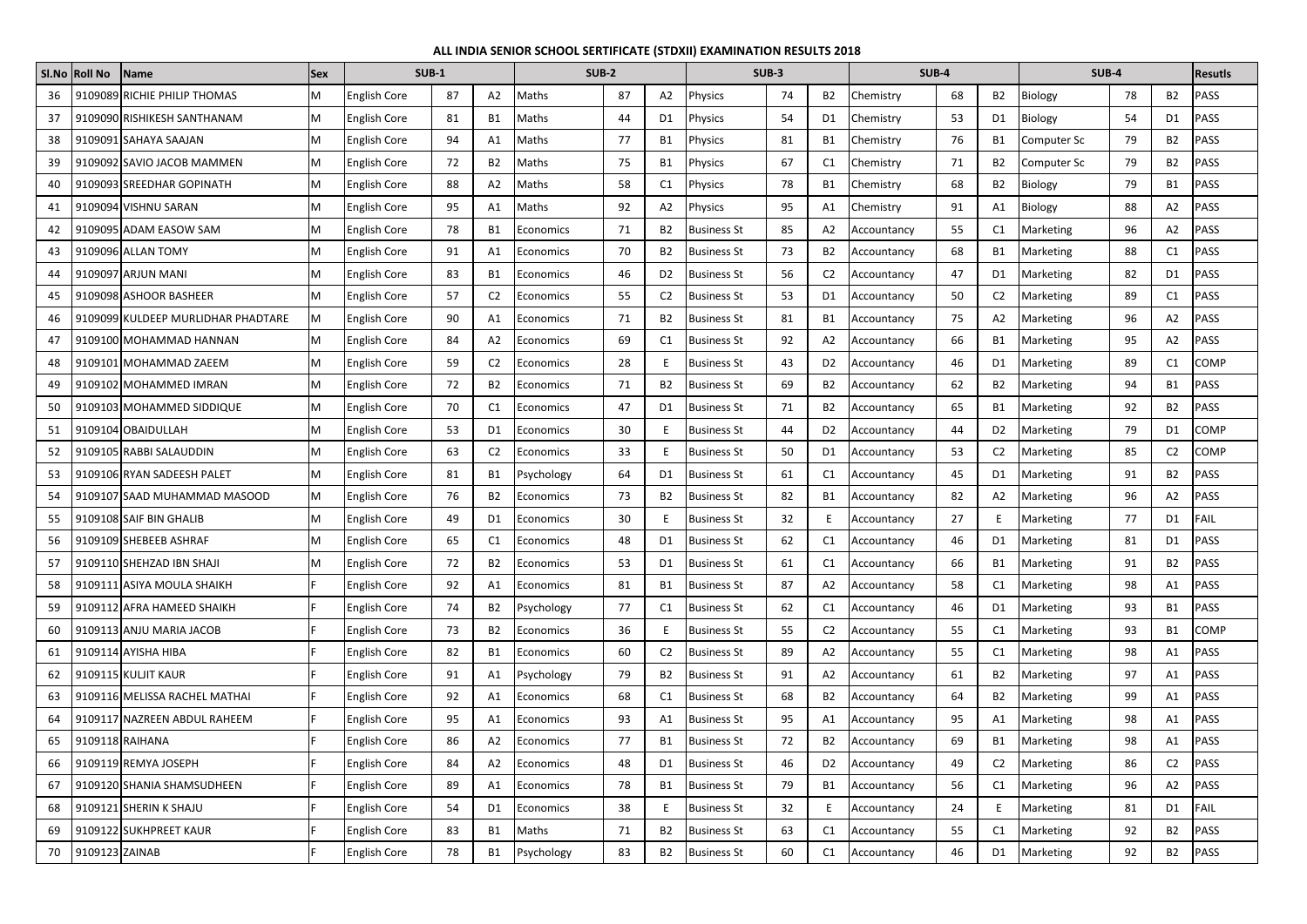**ALL INDIA SENIOR SCHOOL SERTIFICATE (STDXII) EXAMINATION RESULTS 2018**

| Sl.No | Roll No | Name | Sex | SUB-1 | | | SUB-2 | | | SUB-3 | | | SUB-4 | | | SUB-4 | | | Resutls |
|---|---|---|---|---|---|---|---|---|---|---|---|---|---|---|---|---|---|---|---|
| 36 | 9109089 | RICHIE PHILIP THOMAS | M | English Core | 87 | A2 | Maths | 87 | A2 | Physics | 74 | B2 | Chemistry | 68 | B2 | Biology | 78 | B2 | PASS |
| 37 | 9109090 | RISHIKESH SANTHANAM | M | English Core | 81 | B1 | Maths | 44 | D1 | Physics | 54 | D1 | Chemistry | 53 | D1 | Biology | 54 | D1 | PASS |
| 38 | 9109091 | SAHAYA SAAJAN | M | English Core | 94 | A1 | Maths | 77 | B1 | Physics | 81 | B1 | Chemistry | 76 | B1 | Computer Sc | 79 | B2 | PASS |
| 39 | 9109092 | SAVIO JACOB MAMMEN | M | English Core | 72 | B2 | Maths | 75 | B1 | Physics | 67 | C1 | Chemistry | 71 | B2 | Computer Sc | 79 | B2 | PASS |
| 40 | 9109093 | SREEDHAR GOPINATH | M | English Core | 88 | A2 | Maths | 58 | C1 | Physics | 78 | B1 | Chemistry | 68 | B2 | Biology | 79 | B1 | PASS |
| 41 | 9109094 | VISHNU SARAN | M | English Core | 95 | A1 | Maths | 92 | A2 | Physics | 95 | A1 | Chemistry | 91 | A1 | Biology | 88 | A2 | PASS |
| 42 | 9109095 | ADAM EASOW SAM | M | English Core | 78 | B1 | Economics | 71 | B2 | Business St | 85 | A2 | Accountancy | 55 | C1 | Marketing | 96 | A2 | PASS |
| 43 | 9109096 | ALLAN TOMY | M | English Core | 91 | A1 | Economics | 70 | B2 | Business St | 73 | B2 | Accountancy | 68 | B1 | Marketing | 88 | C1 | PASS |
| 44 | 9109097 | ARJUN MANI | M | English Core | 83 | B1 | Economics | 46 | D2 | Business St | 56 | C2 | Accountancy | 47 | D1 | Marketing | 82 | D1 | PASS |
| 45 | 9109098 | ASHOOR BASHEER | M | English Core | 57 | C2 | Economics | 55 | C2 | Business St | 53 | D1 | Accountancy | 50 | C2 | Marketing | 89 | C1 | PASS |
| 46 | 9109099 | KULDEEP MURLIDHAR PHADTARE | M | English Core | 90 | A1 | Economics | 71 | B2 | Business St | 81 | B1 | Accountancy | 75 | A2 | Marketing | 96 | A2 | PASS |
| 47 | 9109100 | MOHAMMAD HANNAN | M | English Core | 84 | A2 | Economics | 69 | C1 | Business St | 92 | A2 | Accountancy | 66 | B1 | Marketing | 95 | A2 | PASS |
| 48 | 9109101 | MOHAMMAD ZAEEM | M | English Core | 59 | C2 | Economics | 28 | E | Business St | 43 | D2 | Accountancy | 46 | D1 | Marketing | 89 | C1 | COMP |
| 49 | 9109102 | MOHAMMED IMRAN | M | English Core | 72 | B2 | Economics | 71 | B2 | Business St | 69 | B2 | Accountancy | 62 | B2 | Marketing | 94 | B1 | PASS |
| 50 | 9109103 | MOHAMMED SIDDIQUE | M | English Core | 70 | C1 | Economics | 47 | D1 | Business St | 71 | B2 | Accountancy | 65 | B1 | Marketing | 92 | B2 | PASS |
| 51 | 9109104 | OBAIDULLAH | M | English Core | 53 | D1 | Economics | 30 | E | Business St | 44 | D2 | Accountancy | 44 | D2 | Marketing | 79 | D1 | COMP |
| 52 | 9109105 | RABBI SALAUDDIN | M | English Core | 63 | C2 | Economics | 33 | E | Business St | 50 | D1 | Accountancy | 53 | C2 | Marketing | 85 | C2 | COMP |
| 53 | 9109106 | RYAN SADEESH PALET | M | English Core | 81 | B1 | Psychology | 64 | D1 | Business St | 61 | C1 | Accountancy | 45 | D1 | Marketing | 91 | B2 | PASS |
| 54 | 9109107 | SAAD MUHAMMAD MASOOD | M | English Core | 76 | B2 | Economics | 73 | B2 | Business St | 82 | B1 | Accountancy | 82 | A2 | Marketing | 96 | A2 | PASS |
| 55 | 9109108 | SAIF BIN GHALIB | M | English Core | 49 | D1 | Economics | 30 | E | Business St | 32 | E | Accountancy | 27 | E | Marketing | 77 | D1 | FAIL |
| 56 | 9109109 | SHEBEEB ASHRAF | M | English Core | 65 | C1 | Economics | 48 | D1 | Business St | 62 | C1 | Accountancy | 46 | D1 | Marketing | 81 | D1 | PASS |
| 57 | 9109110 | SHEHZAD IBN SHAJI | M | English Core | 72 | B2 | Economics | 53 | D1 | Business St | 61 | C1 | Accountancy | 66 | B1 | Marketing | 91 | B2 | PASS |
| 58 | 9109111 | ASIYA MOULA SHAIKH | F | English Core | 92 | A1 | Economics | 81 | B1 | Business St | 87 | A2 | Accountancy | 58 | C1 | Marketing | 98 | A1 | PASS |
| 59 | 9109112 | AFRA HAMEED SHAIKH | F | English Core | 74 | B2 | Psychology | 77 | C1 | Business St | 62 | C1 | Accountancy | 46 | D1 | Marketing | 93 | B1 | PASS |
| 60 | 9109113 | ANJU MARIA JACOB | F | English Core | 73 | B2 | Economics | 36 | E | Business St | 55 | C2 | Accountancy | 55 | C1 | Marketing | 93 | B1 | COMP |
| 61 | 9109114 | AYISHA HIBA | F | English Core | 82 | B1 | Economics | 60 | C2 | Business St | 89 | A2 | Accountancy | 55 | C1 | Marketing | 98 | A1 | PASS |
| 62 | 9109115 | KULJIT KAUR | F | English Core | 91 | A1 | Psychology | 79 | B2 | Business St | 91 | A2 | Accountancy | 61 | B2 | Marketing | 97 | A1 | PASS |
| 63 | 9109116 | MELISSA RACHEL MATHAI | F | English Core | 92 | A1 | Economics | 68 | C1 | Business St | 68 | B2 | Accountancy | 64 | B2 | Marketing | 99 | A1 | PASS |
| 64 | 9109117 | NAZREEN ABDUL RAHEEM | F | English Core | 95 | A1 | Economics | 93 | A1 | Business St | 95 | A1 | Accountancy | 95 | A1 | Marketing | 98 | A1 | PASS |
| 65 | 9109118 | RAIHANA | F | English Core | 86 | A2 | Economics | 77 | B1 | Business St | 72 | B2 | Accountancy | 69 | B1 | Marketing | 98 | A1 | PASS |
| 66 | 9109119 | REMYA JOSEPH | F | English Core | 84 | A2 | Economics | 48 | D1 | Business St | 46 | D2 | Accountancy | 49 | C2 | Marketing | 86 | C2 | PASS |
| 67 | 9109120 | SHANIA SHAMSUDHEEN | F | English Core | 89 | A1 | Economics | 78 | B1 | Business St | 79 | B1 | Accountancy | 56 | C1 | Marketing | 96 | A2 | PASS |
| 68 | 9109121 | SHERIN K SHAJU | F | English Core | 54 | D1 | Economics | 38 | E | Business St | 32 | E | Accountancy | 24 | E | Marketing | 81 | D1 | FAIL |
| 69 | 9109122 | SUKHPREET KAUR | F | English Core | 83 | B1 | Maths | 71 | B2 | Business St | 63 | C1 | Accountancy | 55 | C1 | Marketing | 92 | B2 | PASS |
| 70 | 9109123 | ZAINAB | F | English Core | 78 | B1 | Psychology | 83 | B2 | Business St | 60 | C1 | Accountancy | 46 | D1 | Marketing | 92 | B2 | PASS |